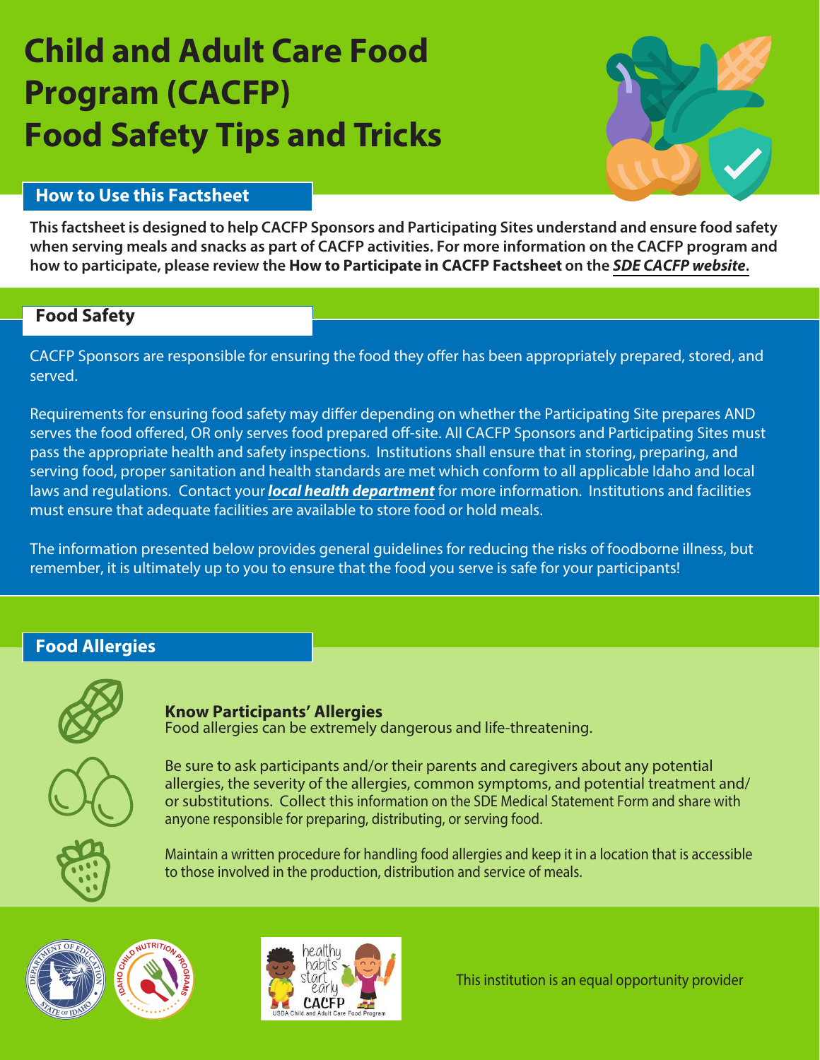# Child and Adult Care Food Program (CACFP) Food Safety Tips and Tricks

## How to Use this Factsheet

**This factsheet is designed to help CACFP Sponsors and Participating Sites understand and ensure food safety when serving meals and snacks as part of CACFP activities. For more information on the CACFP program and how to participate, please review the How to Participate in CACFP Factsheet on the *SDE CACFP website*.**

## Food Safety

CACFP Sponsors are responsible for ensuring the food they offer has been appropriately prepared, stored, and served.

Requirements for ensuring food safety may differ depending on whether the Participating Site prepares AND serves the food offered, OR only serves food prepared off-site. All CACFP Sponsors and Participating Sites must pass the appropriate health and safety inspections. Institutions shall ensure that in storing, preparing, and serving food, proper sanitation and health standards are met which conform to all applicable Idaho and local laws and regulations. Contact your ***local health department*** for more information. Institutions and facilities must ensure that adequate facilities are available to store food or hold meals.

The information presented below provides general guidelines for reducing the risks of foodborne illness, but remember, it is ultimately up to you to ensure that the food you serve is safe for your participants!

## Food Allergies

**Know Participants' Allergies**
Food allergies can be extremely dangerous and life-threatening.

Be sure to ask participants and/or their parents and caregivers about any potential allergies, the severity of the allergies, common symptoms, and potential treatment and/or substitutions. Collect this information on the SDE Medical Statement Form and share with anyone responsible for preparing, distributing, or serving food.

Maintain a written procedure for handling food allergies and keep it in a location that is accessible to those involved in the production, distribution and service of meals.

This institution is an equal opportunity provider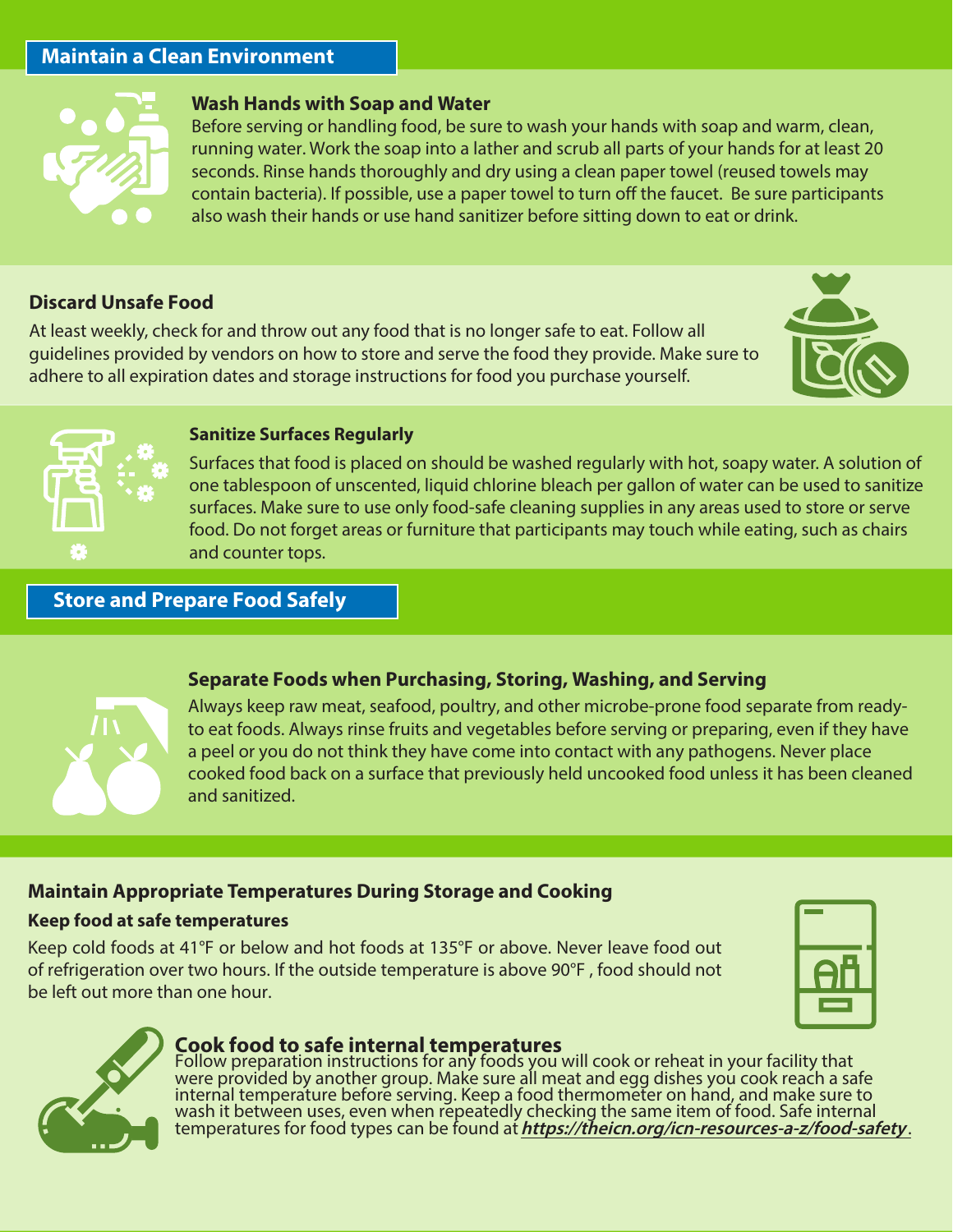## Maintain a Clean Environment

### Wash Hands with Soap and Water

Before serving or handling food, be sure to wash your hands with soap and warm, clean, running water. Work the soap into a lather and scrub all parts of your hands for at least 20 seconds. Rinse hands thoroughly and dry using a clean paper towel (reused towels may contain bacteria). If possible, use a paper towel to turn off the faucet. Be sure participants also wash their hands or use hand sanitizer before sitting down to eat or drink.

### Discard Unsafe Food

At least weekly, check for and throw out any food that is no longer safe to eat. Follow all guidelines provided by vendors on how to store and serve the food they provide. Make sure to adhere to all expiration dates and storage instructions for food you purchase yourself.

### Sanitize Surfaces Regularly

Surfaces that food is placed on should be washed regularly with hot, soapy water. A solution of one tablespoon of unscented, liquid chlorine bleach per gallon of water can be used to sanitize surfaces. Make sure to use only food-safe cleaning supplies in any areas used to store or serve food. Do not forget areas or furniture that participants may touch while eating, such as chairs and counter tops.

## Store and Prepare Food Safely

### Separate Foods when Purchasing, Storing, Washing, and Serving

Always keep raw meat, seafood, poultry, and other microbe-prone food separate from ready-to eat foods. Always rinse fruits and vegetables before serving or preparing, even if they have a peel or you do not think they have come into contact with any pathogens. Never place cooked food back on a surface that previously held uncooked food unless it has been cleaned and sanitized.

### Maintain Appropriate Temperatures During Storage and Cooking

**Keep food at safe temperatures**

Keep cold foods at 41°F or below and hot foods at 135°F or above. Never leave food out of refrigeration over two hours. If the outside temperature is above 90°F , food should not be left out more than one hour.

**Cook food to safe internal temperatures**

Follow preparation instructions for any foods you will cook or reheat in your facility that were provided by another group. Make sure all meat and egg dishes you cook reach a safe internal temperature before serving. Keep a food thermometer on hand, and make sure to wash it between uses, even when repeatedly checking the same item of food. Safe internal temperatures for food types can be found at ***https://theicn.org/icn-resources-a-z/food-safety***.